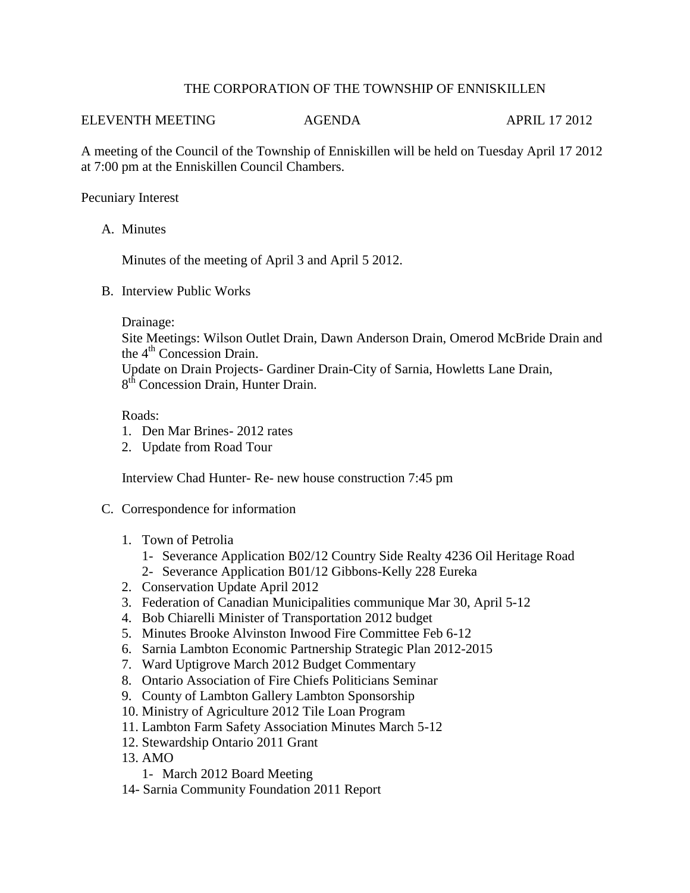THE CORPORATION OF THE TOWNSHIP OF ENNISKILLEN

ELEVENTH MEETING AGENDA APRIL 17 2012

A meeting of the Council of the Township of Enniskillen will be held on Tuesday April 17 2012 at 7:00 pm at the Enniskillen Council Chambers.

Pecuniary Interest

A. Minutes

   Minutes of the meeting of April 3 and April 5 2012.

B. Interview Public Works

   Drainage:
   Site Meetings: Wilson Outlet Drain, Dawn Anderson Drain, Omerod McBride Drain and the 4th Concession Drain.
   Update on Drain Projects- Gardiner Drain-City of Sarnia, Howletts Lane Drain, 8th Concession Drain, Hunter Drain.

   Roads:
   1. Den Mar Brines- 2012 rates
   2. Update from Road Tour

   Interview Chad Hunter- Re- new house construction 7:45 pm

C. Correspondence for information

   1. Town of Petrolia
      1- Severance Application B02/12 Country Side Realty 4236 Oil Heritage Road
      2- Severance Application B01/12 Gibbons-Kelly 228 Eureka
   2. Conservation Update April 2012
   3. Federation of Canadian Municipalities communique Mar 30, April 5-12
   4. Bob Chiarelli Minister of Transportation 2012 budget
   5. Minutes Brooke Alvinston Inwood Fire Committee Feb 6-12
   6. Sarnia Lambton Economic Partnership Strategic Plan 2012-2015
   7. Ward Uptigrove March 2012 Budget Commentary
   8. Ontario Association of Fire Chiefs Politicians Seminar
   9. County of Lambton Gallery Lambton Sponsorship
   10. Ministry of Agriculture 2012 Tile Loan Program
   11. Lambton Farm Safety Association Minutes March 5-12
   12. Stewardship Ontario 2011 Grant
   13. AMO
       1- March 2012 Board Meeting
   14- Sarnia Community Foundation 2011 Report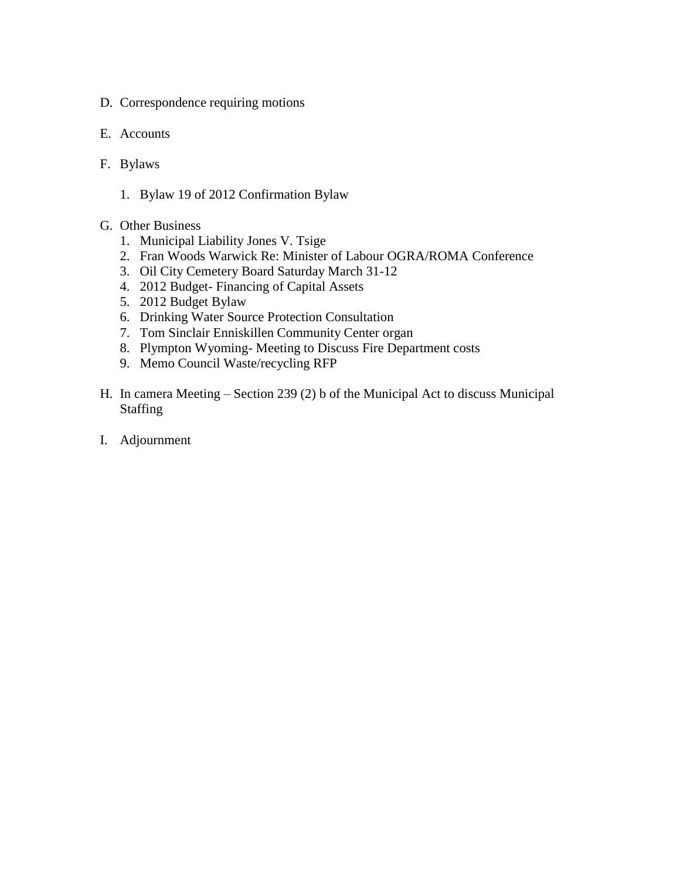D. Correspondence requiring motions

E. Accounts

F. Bylaws

   1. Bylaw 19 of 2012 Confirmation Bylaw

G. Other Business

   1. Municipal Liability Jones V. Tsige
   2. Fran Woods Warwick Re: Minister of Labour OGRA/ROMA Conference
   3. Oil City Cemetery Board Saturday March 31-12
   4. 2012 Budget- Financing of Capital Assets
   5. 2012 Budget Bylaw
   6. Drinking Water Source Protection Consultation
   7. Tom Sinclair Enniskillen Community Center organ
   8. Plympton Wyoming- Meeting to Discuss Fire Department costs
   9. Memo Council Waste/recycling RFP

H. In camera Meeting – Section 239 (2) b of the Municipal Act to discuss Municipal Staffing

I. Adjournment